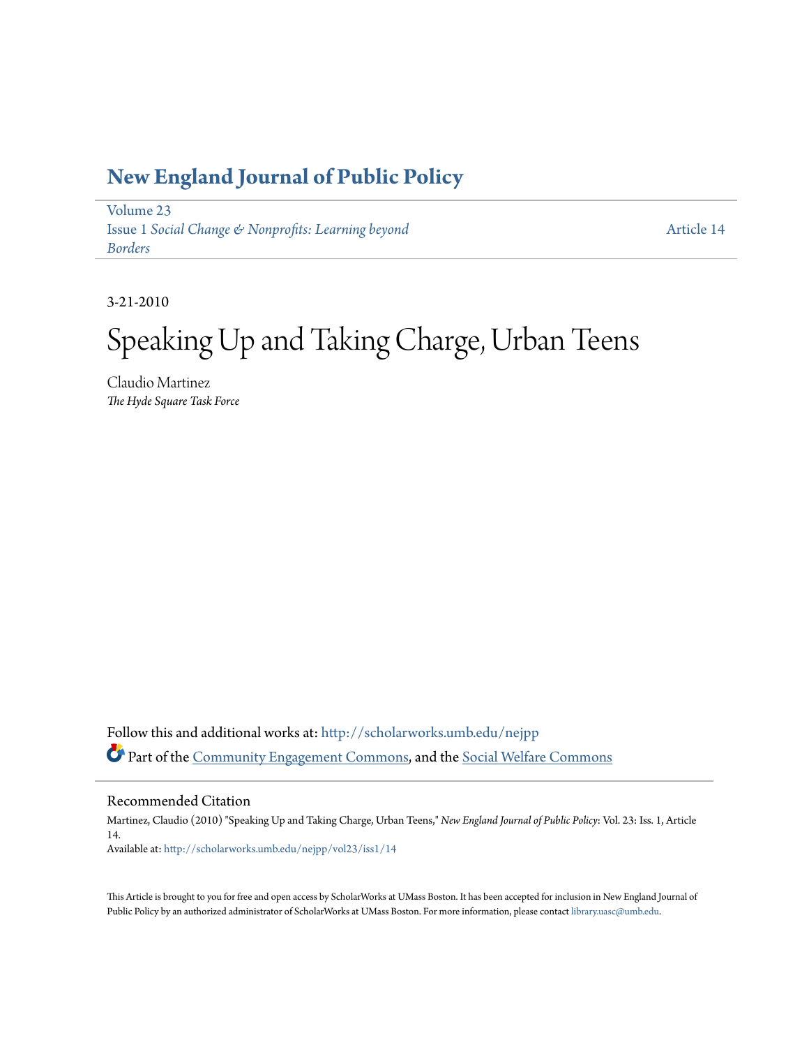# New England Journal of Public Policy

Volume 23
Issue 1 *Social Change & Nonprofits: Learning beyond Borders*

Article 14

3-21-2010

# Speaking Up and Taking Charge, Urban Teens

Claudio Martinez
*The Hyde Square Task Force*

Follow this and additional works at: http://scholarworks.umb.edu/nejpp

Part of the Community Engagement Commons, and the Social Welfare Commons

## Recommended Citation

Martinez, Claudio (2010) "Speaking Up and Taking Charge, Urban Teens," *New England Journal of Public Policy*: Vol. 23: Iss. 1, Article 14.
Available at: http://scholarworks.umb.edu/nejpp/vol23/iss1/14

This Article is brought to you for free and open access by ScholarWorks at UMass Boston. It has been accepted for inclusion in New England Journal of Public Policy by an authorized administrator of ScholarWorks at UMass Boston. For more information, please contact library.uasc@umb.edu.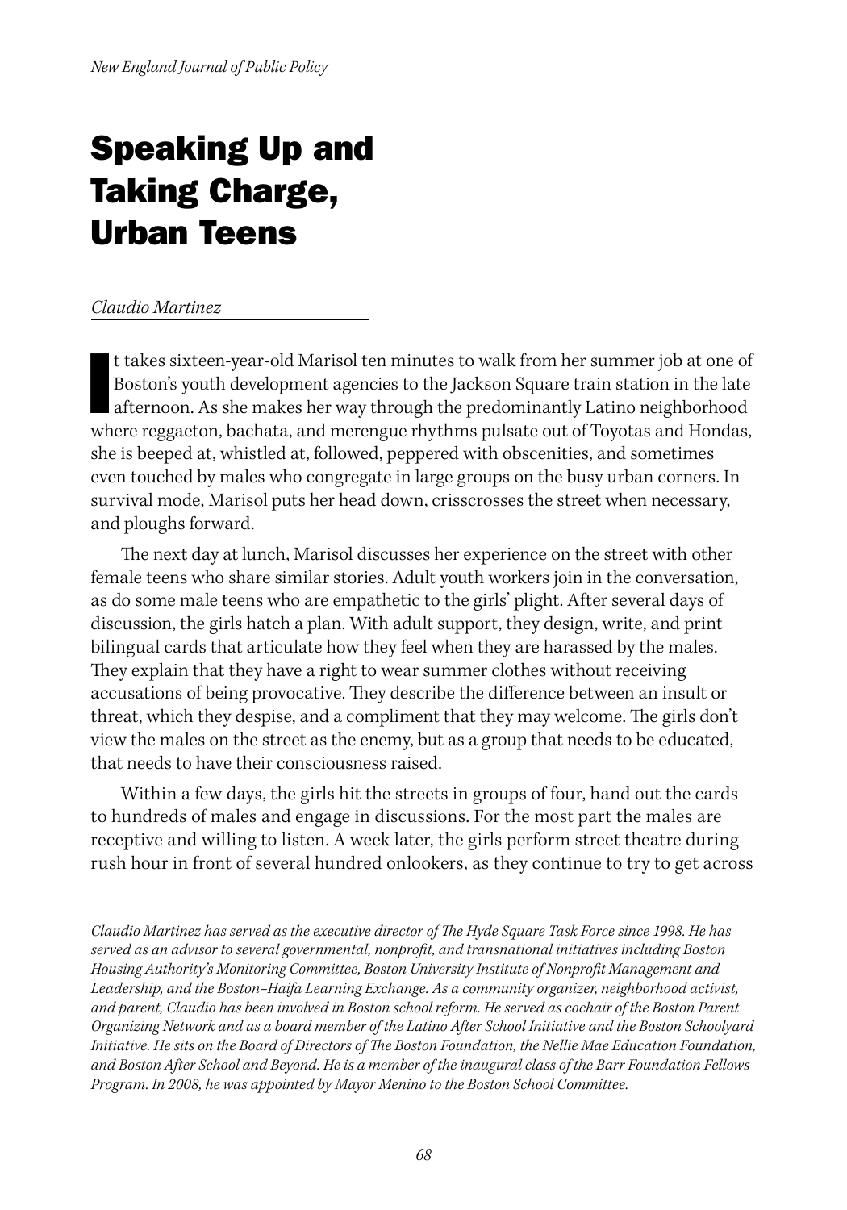# Speaking Up and Taking Charge, Urban Teens

*Claudio Martinez*

It takes sixteen-year-old Marisol ten minutes to walk from her summer job at one of Boston's youth development agencies to the Jackson Square train station in the late afternoon. As she makes her way through the predominantly Latino neighborhood where reggaeton, bachata, and merengue rhythms pulsate out of Toyotas and Hondas, she is beeped at, whistled at, followed, peppered with obscenities, and sometimes even touched by males who congregate in large groups on the busy urban corners. In survival mode, Marisol puts her head down, crisscrosses the street when necessary, and ploughs forward.

The next day at lunch, Marisol discusses her experience on the street with other female teens who share similar stories. Adult youth workers join in the conversation, as do some male teens who are empathetic to the girls' plight. After several days of discussion, the girls hatch a plan. With adult support, they design, write, and print bilingual cards that articulate how they feel when they are harassed by the males. They explain that they have a right to wear summer clothes without receiving accusations of being provocative. They describe the difference between an insult or threat, which they despise, and a compliment that they may welcome. The girls don't view the males on the street as the enemy, but as a group that needs to be educated, that needs to have their consciousness raised.

Within a few days, the girls hit the streets in groups of four, hand out the cards to hundreds of males and engage in discussions. For the most part the males are receptive and willing to listen. A week later, the girls perform street theatre during rush hour in front of several hundred onlookers, as they continue to try to get across

*Claudio Martinez has served as the executive director of The Hyde Square Task Force since 1998. He has served as an advisor to several governmental, nonprofit, and transnational initiatives including Boston Housing Authority's Monitoring Committee, Boston University Institute of Nonprofit Management and Leadership, and the Boston–Haifa Learning Exchange. As a community organizer, neighborhood activist, and parent, Claudio has been involved in Boston school reform. He served as cochair of the Boston Parent Organizing Network and as a board member of the Latino After School Initiative and the Boston Schoolyard Initiative. He sits on the Board of Directors of The Boston Foundation, the Nellie Mae Education Foundation, and Boston After School and Beyond. He is a member of the inaugural class of the Barr Foundation Fellows Program. In 2008, he was appointed by Mayor Menino to the Boston School Committee.*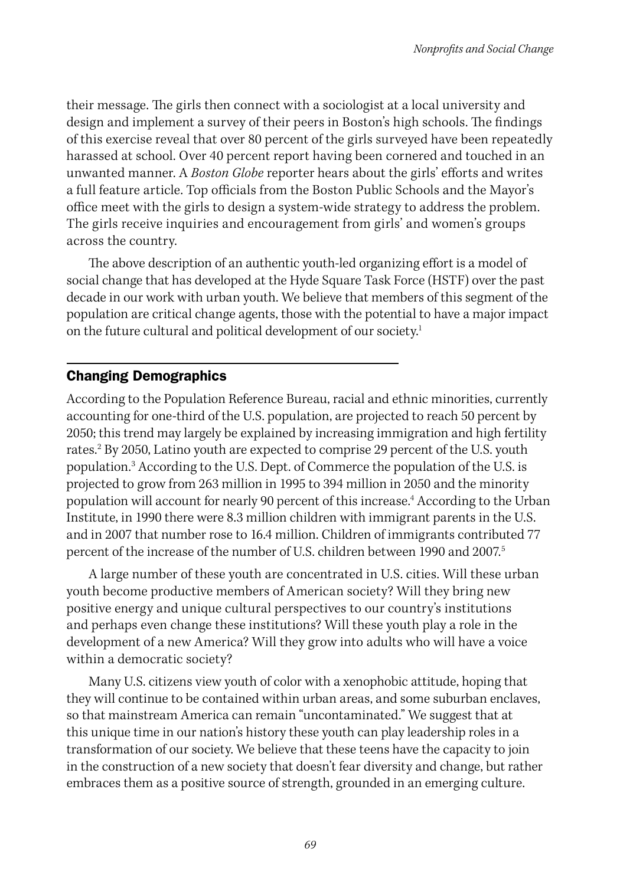their message. The girls then connect with a sociologist at a local university and design and implement a survey of their peers in Boston's high schools. The findings of this exercise reveal that over 80 percent of the girls surveyed have been repeatedly harassed at school. Over 40 percent report having been cornered and touched in an unwanted manner. A *Boston Globe* reporter hears about the girls' efforts and writes a full feature article. Top officials from the Boston Public Schools and the Mayor's office meet with the girls to design a system-wide strategy to address the problem. The girls receive inquiries and encouragement from girls' and women's groups across the country.

The above description of an authentic youth-led organizing effort is a model of social change that has developed at the Hyde Square Task Force (HSTF) over the past decade in our work with urban youth. We believe that members of this segment of the population are critical change agents, those with the potential to have a major impact on the future cultural and political development of our society.[1]

## Changing Demographics

According to the Population Reference Bureau, racial and ethnic minorities, currently accounting for one-third of the U.S. population, are projected to reach 50 percent by 2050; this trend may largely be explained by increasing immigration and high fertility rates.[2] By 2050, Latino youth are expected to comprise 29 percent of the U.S. youth population.[3] According to the U.S. Dept. of Commerce the population of the U.S. is projected to grow from 263 million in 1995 to 394 million in 2050 and the minority population will account for nearly 90 percent of this increase.[4] According to the Urban Institute, in 1990 there were 8.3 million children with immigrant parents in the U.S. and in 2007 that number rose to 16.4 million. Children of immigrants contributed 77 percent of the increase of the number of U.S. children between 1990 and 2007.[5]

A large number of these youth are concentrated in U.S. cities. Will these urban youth become productive members of American society? Will they bring new positive energy and unique cultural perspectives to our country's institutions and perhaps even change these institutions? Will these youth play a role in the development of a new America? Will they grow into adults who will have a voice within a democratic society?

Many U.S. citizens view youth of color with a xenophobic attitude, hoping that they will continue to be contained within urban areas, and some suburban enclaves, so that mainstream America can remain "uncontaminated." We suggest that at this unique time in our nation's history these youth can play leadership roles in a transformation of our society. We believe that these teens have the capacity to join in the construction of a new society that doesn't fear diversity and change, but rather embraces them as a positive source of strength, grounded in an emerging culture.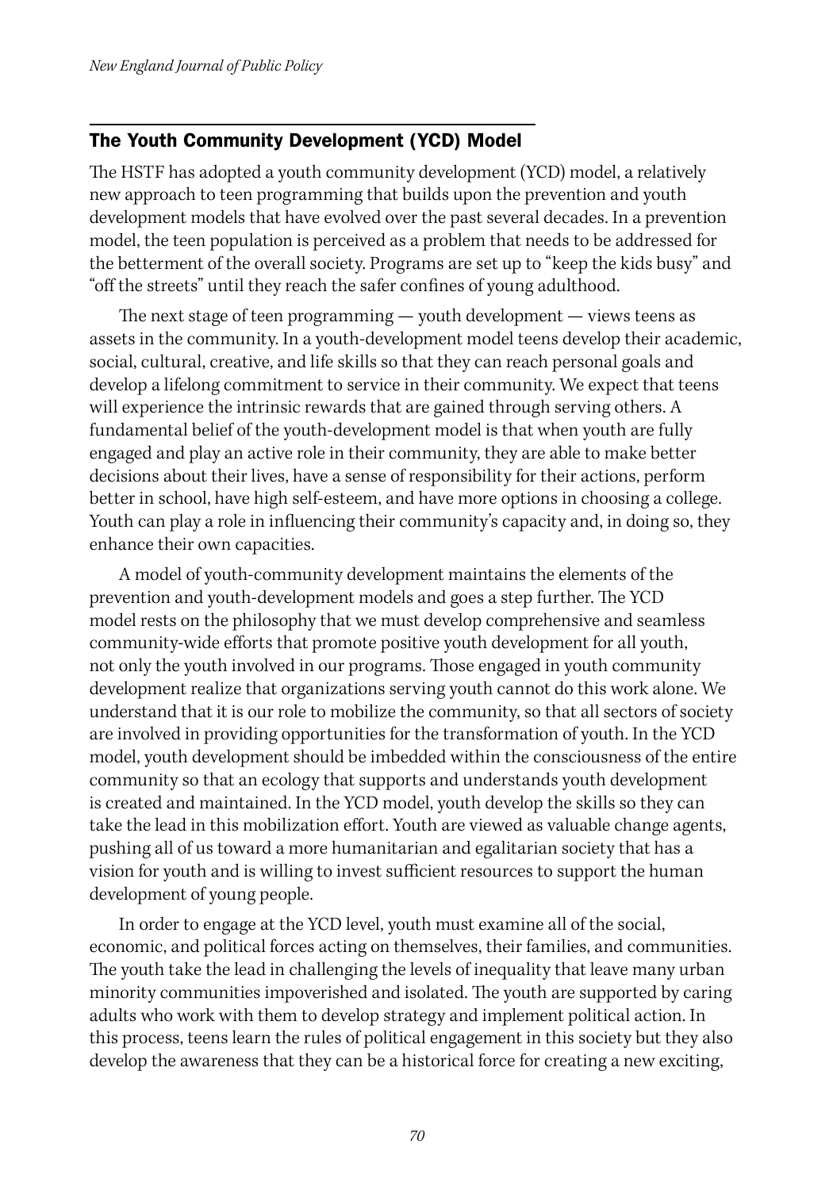## The Youth Community Development (YCD) Model

The HSTF has adopted a youth community development (YCD) model, a relatively new approach to teen programming that builds upon the prevention and youth development models that have evolved over the past several decades. In a prevention model, the teen population is perceived as a problem that needs to be addressed for the betterment of the overall society. Programs are set up to "keep the kids busy" and "off the streets" until they reach the safer confines of young adulthood.

The next stage of teen programming — youth development — views teens as assets in the community. In a youth-development model teens develop their academic, social, cultural, creative, and life skills so that they can reach personal goals and develop a lifelong commitment to service in their community. We expect that teens will experience the intrinsic rewards that are gained through serving others. A fundamental belief of the youth-development model is that when youth are fully engaged and play an active role in their community, they are able to make better decisions about their lives, have a sense of responsibility for their actions, perform better in school, have high self-esteem, and have more options in choosing a college. Youth can play a role in influencing their community's capacity and, in doing so, they enhance their own capacities.

A model of youth-community development maintains the elements of the prevention and youth-development models and goes a step further. The YCD model rests on the philosophy that we must develop comprehensive and seamless community-wide efforts that promote positive youth development for all youth, not only the youth involved in our programs. Those engaged in youth community development realize that organizations serving youth cannot do this work alone. We understand that it is our role to mobilize the community, so that all sectors of society are involved in providing opportunities for the transformation of youth. In the YCD model, youth development should be imbedded within the consciousness of the entire community so that an ecology that supports and understands youth development is created and maintained. In the YCD model, youth develop the skills so they can take the lead in this mobilization effort. Youth are viewed as valuable change agents, pushing all of us toward a more humanitarian and egalitarian society that has a vision for youth and is willing to invest sufficient resources to support the human development of young people.

In order to engage at the YCD level, youth must examine all of the social, economic, and political forces acting on themselves, their families, and communities. The youth take the lead in challenging the levels of inequality that leave many urban minority communities impoverished and isolated. The youth are supported by caring adults who work with them to develop strategy and implement political action. In this process, teens learn the rules of political engagement in this society but they also develop the awareness that they can be a historical force for creating a new exciting,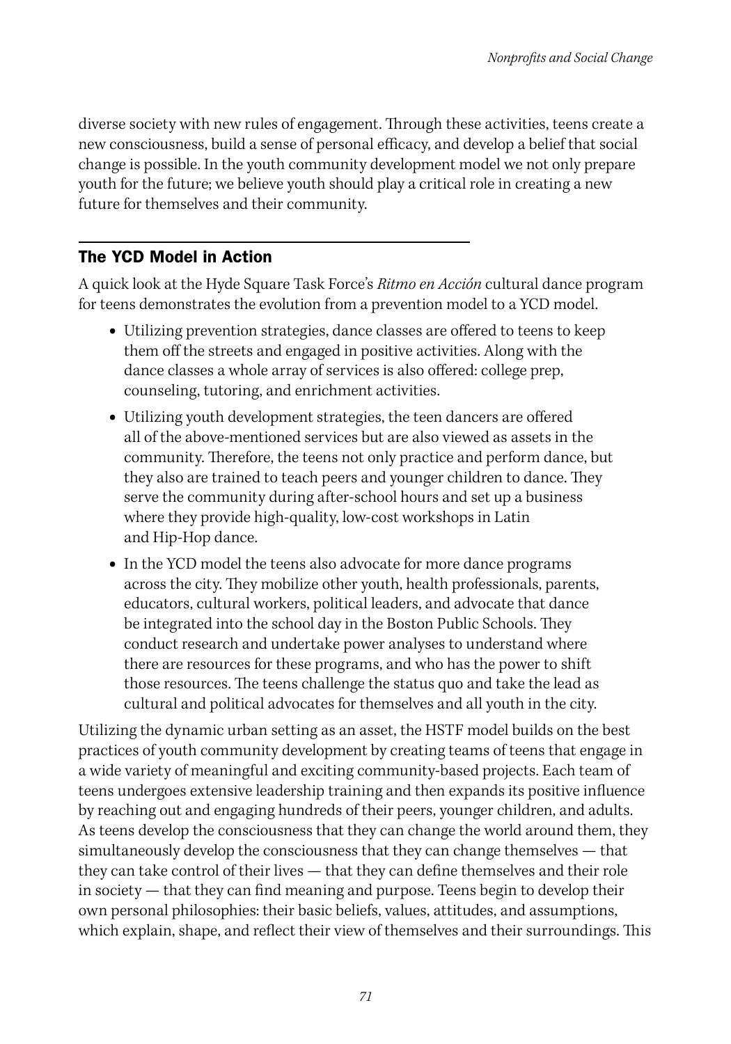diverse society with new rules of engagement. Through these activities, teens create a new consciousness, build a sense of personal efficacy, and develop a belief that social change is possible. In the youth community development model we not only prepare youth for the future; we believe youth should play a critical role in creating a new future for themselves and their community.

## The YCD Model in Action

A quick look at the Hyde Square Task Force's *Ritmo en Acción* cultural dance program for teens demonstrates the evolution from a prevention model to a YCD model.

- Utilizing prevention strategies, dance classes are offered to teens to keep them off the streets and engaged in positive activities. Along with the dance classes a whole array of services is also offered: college prep, counseling, tutoring, and enrichment activities.
- Utilizing youth development strategies, the teen dancers are offered all of the above-mentioned services but are also viewed as assets in the community. Therefore, the teens not only practice and perform dance, but they also are trained to teach peers and younger children to dance. They serve the community during after-school hours and set up a business where they provide high-quality, low-cost workshops in Latin and Hip-Hop dance.
- In the YCD model the teens also advocate for more dance programs across the city. They mobilize other youth, health professionals, parents, educators, cultural workers, political leaders, and advocate that dance be integrated into the school day in the Boston Public Schools. They conduct research and undertake power analyses to understand where there are resources for these programs, and who has the power to shift those resources. The teens challenge the status quo and take the lead as cultural and political advocates for themselves and all youth in the city.

Utilizing the dynamic urban setting as an asset, the HSTF model builds on the best practices of youth community development by creating teams of teens that engage in a wide variety of meaningful and exciting community-based projects. Each team of teens undergoes extensive leadership training and then expands its positive influence by reaching out and engaging hundreds of their peers, younger children, and adults. As teens develop the consciousness that they can change the world around them, they simultaneously develop the consciousness that they can change themselves — that they can take control of their lives — that they can define themselves and their role in society — that they can find meaning and purpose. Teens begin to develop their own personal philosophies: their basic beliefs, values, attitudes, and assumptions, which explain, shape, and reflect their view of themselves and their surroundings. This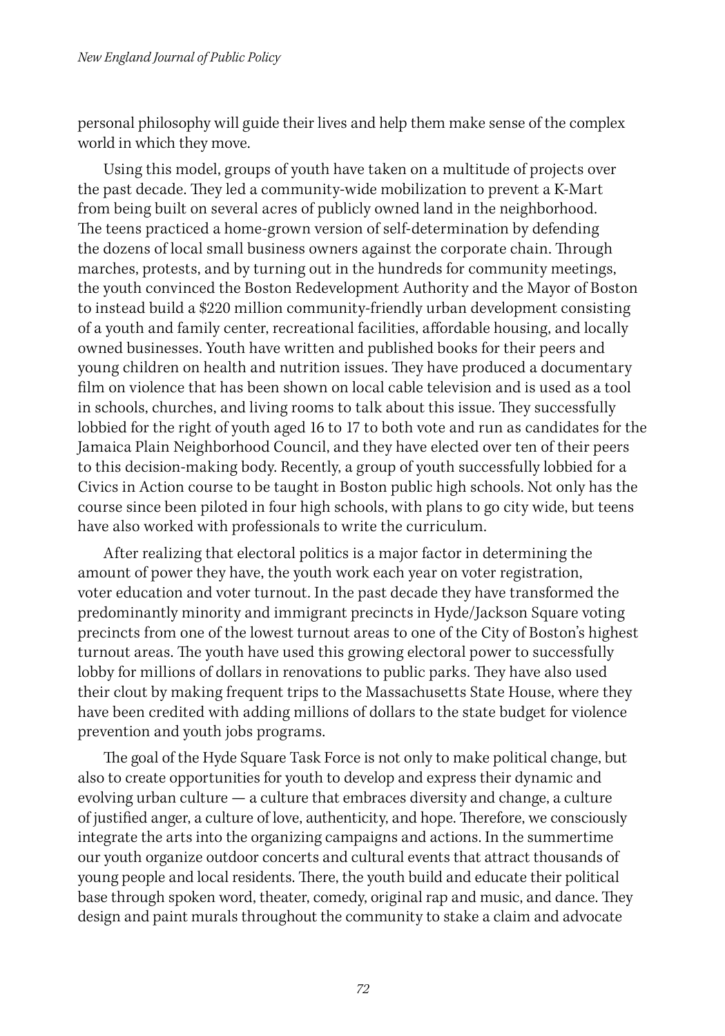personal philosophy will guide their lives and help them make sense of the complex world in which they move.

Using this model, groups of youth have taken on a multitude of projects over the past decade. They led a community-wide mobilization to prevent a K-Mart from being built on several acres of publicly owned land in the neighborhood. The teens practiced a home-grown version of self-determination by defending the dozens of local small business owners against the corporate chain. Through marches, protests, and by turning out in the hundreds for community meetings, the youth convinced the Boston Redevelopment Authority and the Mayor of Boston to instead build a $220 million community-friendly urban development consisting of a youth and family center, recreational facilities, affordable housing, and locally owned businesses. Youth have written and published books for their peers and young children on health and nutrition issues. They have produced a documentary film on violence that has been shown on local cable television and is used as a tool in schools, churches, and living rooms to talk about this issue. They successfully lobbied for the right of youth aged 16 to 17 to both vote and run as candidates for the Jamaica Plain Neighborhood Council, and they have elected over ten of their peers to this decision-making body. Recently, a group of youth successfully lobbied for a Civics in Action course to be taught in Boston public high schools. Not only has the course since been piloted in four high schools, with plans to go city wide, but teens have also worked with professionals to write the curriculum.

After realizing that electoral politics is a major factor in determining the amount of power they have, the youth work each year on voter registration, voter education and voter turnout. In the past decade they have transformed the predominantly minority and immigrant precincts in Hyde/Jackson Square voting precincts from one of the lowest turnout areas to one of the City of Boston's highest turnout areas. The youth have used this growing electoral power to successfully lobby for millions of dollars in renovations to public parks. They have also used their clout by making frequent trips to the Massachusetts State House, where they have been credited with adding millions of dollars to the state budget for violence prevention and youth jobs programs.

The goal of the Hyde Square Task Force is not only to make political change, but also to create opportunities for youth to develop and express their dynamic and evolving urban culture — a culture that embraces diversity and change, a culture of justified anger, a culture of love, authenticity, and hope. Therefore, we consciously integrate the arts into the organizing campaigns and actions. In the summertime our youth organize outdoor concerts and cultural events that attract thousands of young people and local residents. There, the youth build and educate their political base through spoken word, theater, comedy, original rap and music, and dance. They design and paint murals throughout the community to stake a claim and advocate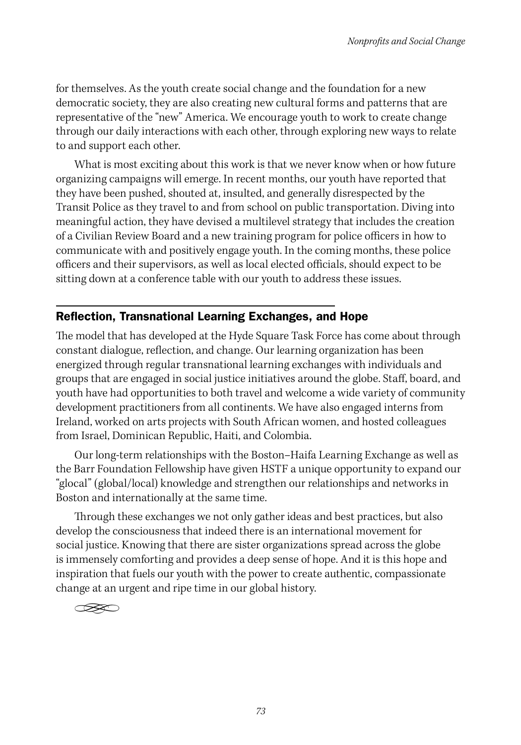for themselves. As the youth create social change and the foundation for a new democratic society, they are also creating new cultural forms and patterns that are representative of the "new" America. We encourage youth to work to create change through our daily interactions with each other, through exploring new ways to relate to and support each other.

What is most exciting about this work is that we never know when or how future organizing campaigns will emerge. In recent months, our youth have reported that they have been pushed, shouted at, insulted, and generally disrespected by the Transit Police as they travel to and from school on public transportation. Diving into meaningful action, they have devised a multilevel strategy that includes the creation of a Civilian Review Board and a new training program for police officers in how to communicate with and positively engage youth. In the coming months, these police officers and their supervisors, as well as local elected officials, should expect to be sitting down at a conference table with our youth to address these issues.

## Reflection, Transnational Learning Exchanges, and Hope

The model that has developed at the Hyde Square Task Force has come about through constant dialogue, reflection, and change. Our learning organization has been energized through regular transnational learning exchanges with individuals and groups that are engaged in social justice initiatives around the globe. Staff, board, and youth have had opportunities to both travel and welcome a wide variety of community development practitioners from all continents. We have also engaged interns from Ireland, worked on arts projects with South African women, and hosted colleagues from Israel, Dominican Republic, Haiti, and Colombia.

Our long-term relationships with the Boston–Haifa Learning Exchange as well as the Barr Foundation Fellowship have given HSTF a unique opportunity to expand our "glocal" (global/local) knowledge and strengthen our relationships and networks in Boston and internationally at the same time.

Through these exchanges we not only gather ideas and best practices, but also develop the consciousness that indeed there is an international movement for social justice. Knowing that there are sister organizations spread across the globe is immensely comforting and provides a deep sense of hope. And it is this hope and inspiration that fuels our youth with the power to create authentic, compassionate change at an urgent and ripe time in our global history.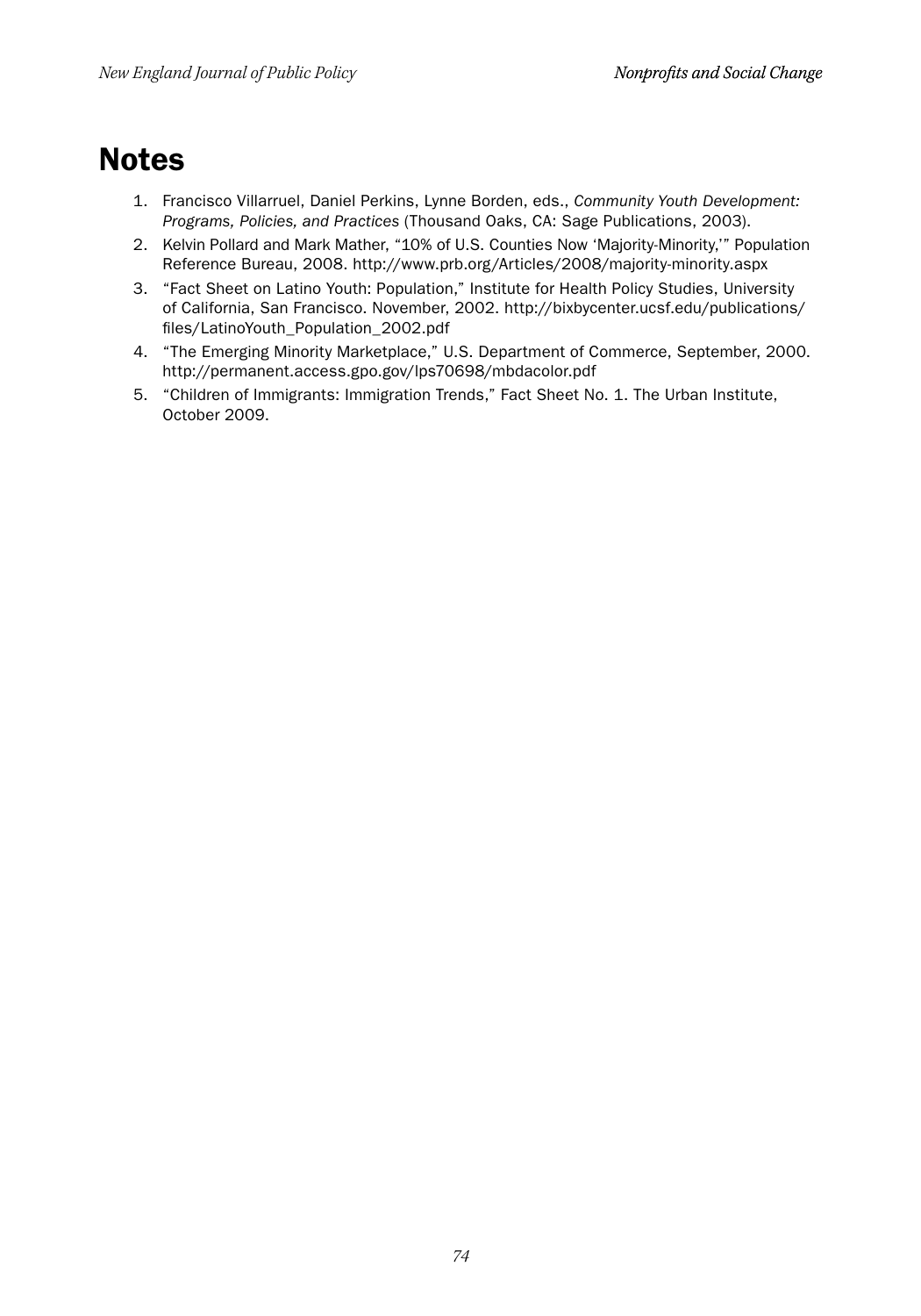## Notes

1. Francisco Villarruel, Daniel Perkins, Lynne Borden, eds., *Community Youth Development: Programs, Policies, and Practices* (Thousand Oaks, CA: Sage Publications, 2003).
2. Kelvin Pollard and Mark Mather, "10% of U.S. Counties Now 'Majority-Minority,'" Population Reference Bureau, 2008. http://www.prb.org/Articles/2008/majority-minority.aspx
3. "Fact Sheet on Latino Youth: Population," Institute for Health Policy Studies, University of California, San Francisco. November, 2002. http://bixbycenter.ucsf.edu/publications/files/LatinoYouth_Population_2002.pdf
4. "The Emerging Minority Marketplace," U.S. Department of Commerce, September, 2000. http://permanent.access.gpo.gov/lps70698/mbdacolor.pdf
5. "Children of Immigrants: Immigration Trends," Fact Sheet No. 1. The Urban Institute, October 2009.